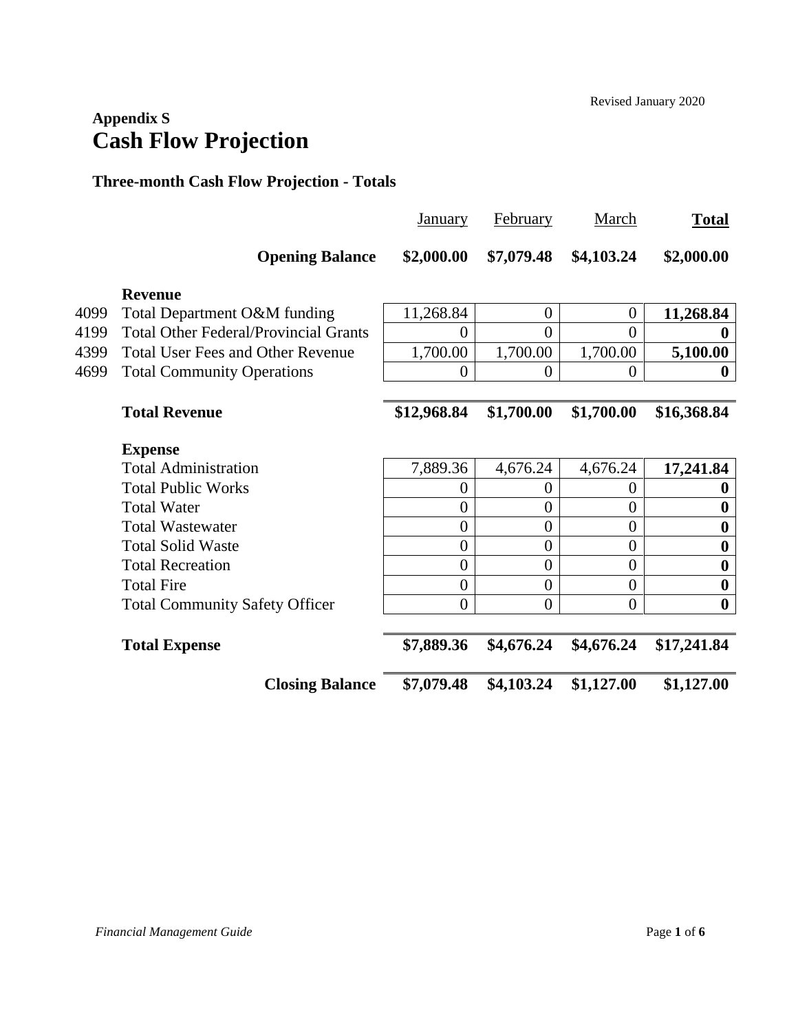Revised January 2020

**Appendix S**

# Cash Flow Projection

### Three-month Cash Flow Projection - Totals

| | | January | February | March | **Total** |
|---|---|---|---|---|---|
| | **Opening Balance** | **$2,000.00** | **$7,079.48** | **$4,103.24** | **$2,000.00** |
| | **Revenue** | | | | |
| 4099 | Total Department O&M funding | 11,268.84 | 0 | 0 | **11,268.84** |
| 4199 | Total Other Federal/Provincial Grants | 0 | 0 | 0 | **0** |
| 4399 | Total User Fees and Other Revenue | 1,700.00 | 1,700.00 | 1,700.00 | **5,100.00** |
| 4699 | Total Community Operations | 0 | 0 | 0 | **0** |
| | **Total Revenue** | **$12,968.84** | **$1,700.00** | **$1,700.00** | **$16,368.84** |
| | **Expense** | | | | |
| | Total Administration | 7,889.36 | 4,676.24 | 4,676.24 | **17,241.84** |
| | Total Public Works | 0 | 0 | 0 | **0** |
| | Total Water | 0 | 0 | 0 | **0** |
| | Total Wastewater | 0 | 0 | 0 | **0** |
| | Total Solid Waste | 0 | 0 | 0 | **0** |
| | Total Recreation | 0 | 0 | 0 | **0** |
| | Total Fire | 0 | 0 | 0 | **0** |
| | Total Community Safety Officer | 0 | 0 | 0 | **0** |
| | **Total Expense** | **$7,889.36** | **$4,676.24** | **$4,676.24** | **$17,241.84** |
| | **Closing Balance** | **$7,079.48** | **$4,103.24** | **$1,127.00** | **$1,127.00** |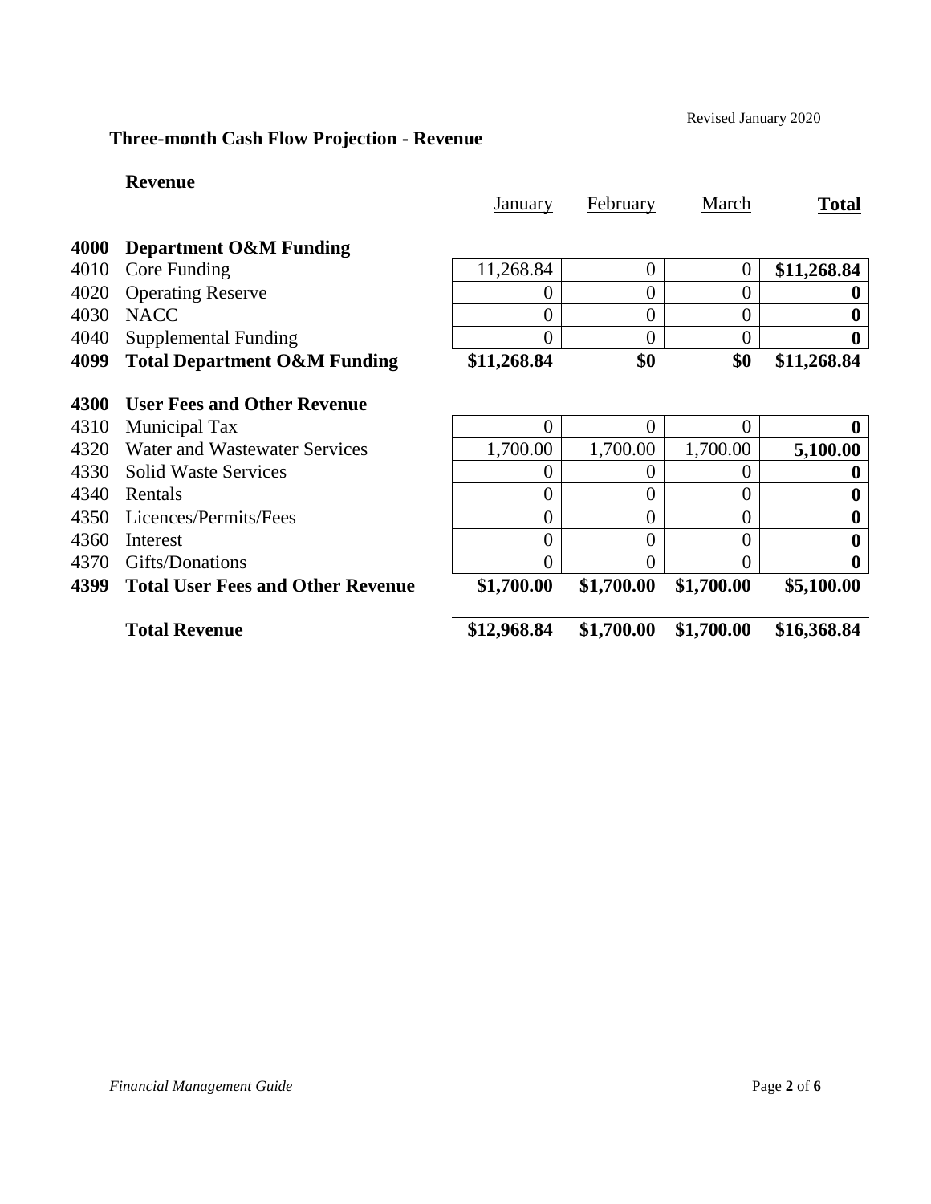Revised January 2020

## Three-month Cash Flow Projection - Revenue

| | **Revenue** | January | February | March | **Total** |
|---|---|---|---|---|---|
| **4000** | **Department O&M Funding** | | | | |
| 4010 | Core Funding | 11,268.84 | 0 | 0 | **$11,268.84** |
| 4020 | Operating Reserve | 0 | 0 | 0 | **0** |
| 4030 | NACC | 0 | 0 | 0 | **0** |
| 4040 | Supplemental Funding | 0 | 0 | 0 | **0** |
| **4099** | **Total Department O&M Funding** | **$11,268.84** | **$0** | **$0** | **$11,268.84** |
| **4300** | **User Fees and Other Revenue** | | | | |
| 4310 | Municipal Tax | 0 | 0 | 0 | **0** |
| 4320 | Water and Wastewater Services | 1,700.00 | 1,700.00 | 1,700.00 | **5,100.00** |
| 4330 | Solid Waste Services | 0 | 0 | 0 | **0** |
| 4340 | Rentals | 0 | 0 | 0 | **0** |
| 4350 | Licences/Permits/Fees | 0 | 0 | 0 | **0** |
| 4360 | Interest | 0 | 0 | 0 | **0** |
| 4370 | Gifts/Donations | 0 | 0 | 0 | **0** |
| **4399** | **Total User Fees and Other Revenue** | **$1,700.00** | **$1,700.00** | **$1,700.00** | **$5,100.00** |
| | **Total Revenue** | **$12,968.84** | **$1,700.00** | **$1,700.00** | **$16,368.84** |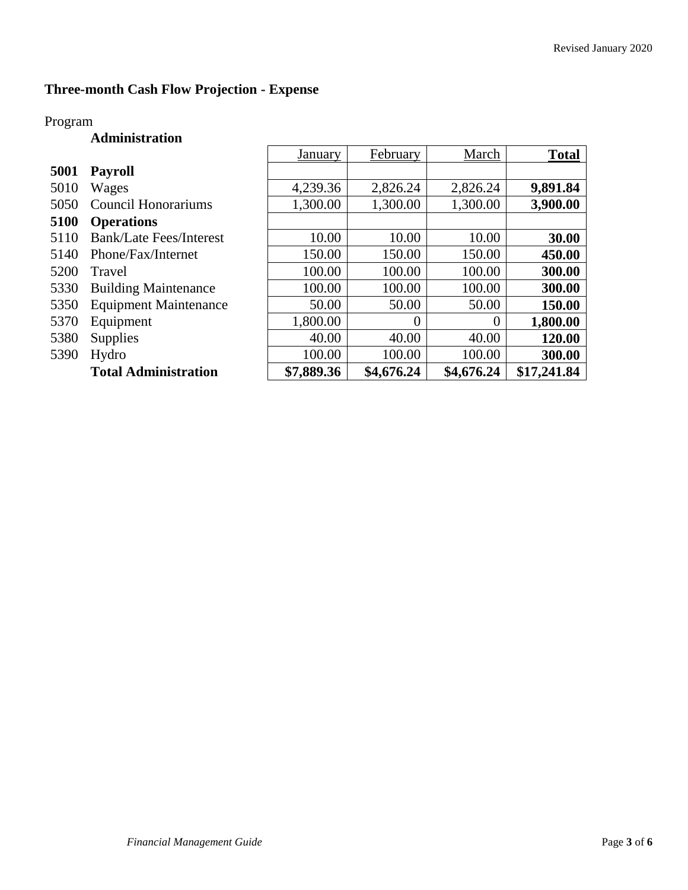## Three-month Cash Flow Projection - Expense

Program

**Administration**

| | | January | February | March | **Total** |
|---|---|---|---|---|---|
| **5001** | **Payroll** | | | | |
| 5010 | Wages | 4,239.36 | 2,826.24 | 2,826.24 | **9,891.84** |
| 5050 | Council Honorariums | 1,300.00 | 1,300.00 | 1,300.00 | **3,900.00** |
| **5100** | **Operations** | | | | |
| 5110 | Bank/Late Fees/Interest | 10.00 | 10.00 | 10.00 | **30.00** |
| 5140 | Phone/Fax/Internet | 150.00 | 150.00 | 150.00 | **450.00** |
| 5200 | Travel | 100.00 | 100.00 | 100.00 | **300.00** |
| 5330 | Building Maintenance | 100.00 | 100.00 | 100.00 | **300.00** |
| 5350 | Equipment Maintenance | 50.00 | 50.00 | 50.00 | **150.00** |
| 5370 | Equipment | 1,800.00 | 0 | 0 | **1,800.00** |
| 5380 | Supplies | 40.00 | 40.00 | 40.00 | **120.00** |
| 5390 | Hydro | 100.00 | 100.00 | 100.00 | **300.00** |
| | **Total Administration** | **$7,889.36** | **$4,676.24** | **$4,676.24** | **$17,241.84** |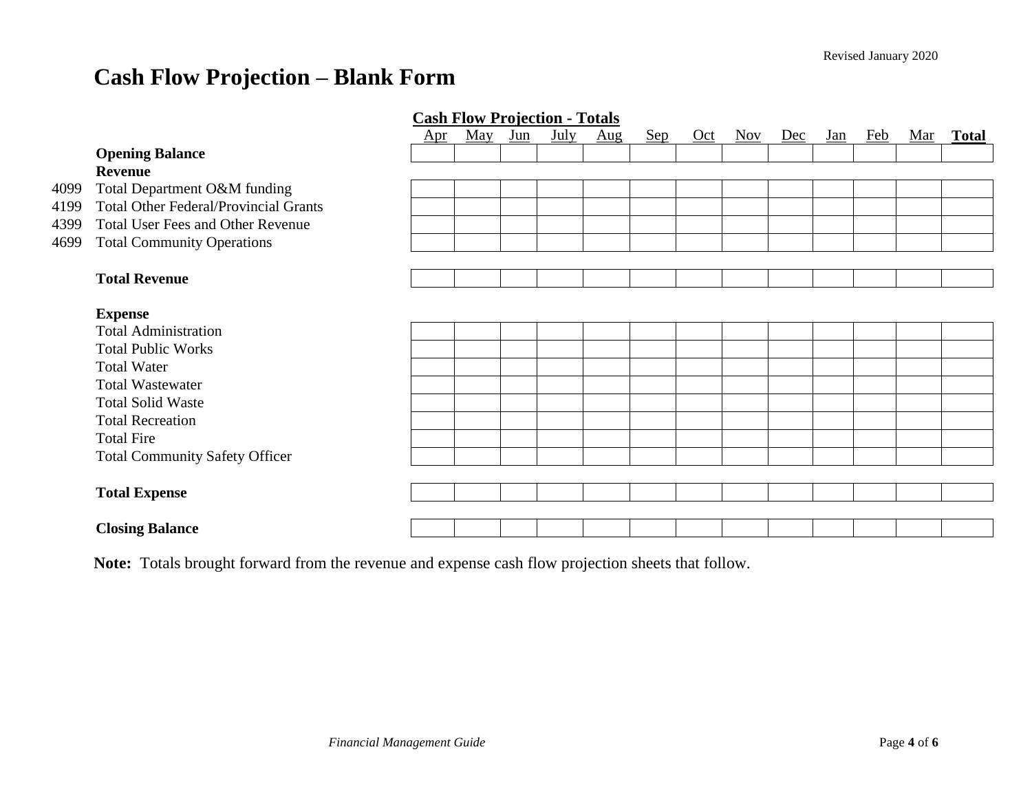Revised January 2020

# Cash Flow Projection – Blank Form

| | | Cash Flow Projection - Totals | | | | | | | | | | | | |
|---|---|---|---|---|---|---|---|---|---|---|---|---|---|---|
| | | Apr | May | Jun | July | Aug | Sep | Oct | Nov | Dec | Jan | Feb | Mar | **Total** |
| | **Opening Balance** | | | | | | | | | | | | | |
| | **Revenue** | | | | | | | | | | | | | |
| 4099 | Total Department O&M funding | | | | | | | | | | | | | |
| 4199 | Total Other Federal/Provincial Grants | | | | | | | | | | | | | |
| 4399 | Total User Fees and Other Revenue | | | | | | | | | | | | | |
| 4699 | Total Community Operations | | | | | | | | | | | | | |
| | **Total Revenue** | | | | | | | | | | | | | |
| | **Expense** | | | | | | | | | | | | | |
| | Total Administration | | | | | | | | | | | | | |
| | Total Public Works | | | | | | | | | | | | | |
| | Total Water | | | | | | | | | | | | | |
| | Total Wastewater | | | | | | | | | | | | | |
| | Total Solid Waste | | | | | | | | | | | | | |
| | Total Recreation | | | | | | | | | | | | | |
| | Total Fire | | | | | | | | | | | | | |
| | Total Community Safety Officer | | | | | | | | | | | | | |
| | **Total Expense** | | | | | | | | | | | | | |
| | **Closing Balance** | | | | | | | | | | | | | |

**Note:** Totals brought forward from the revenue and expense cash flow projection sheets that follow.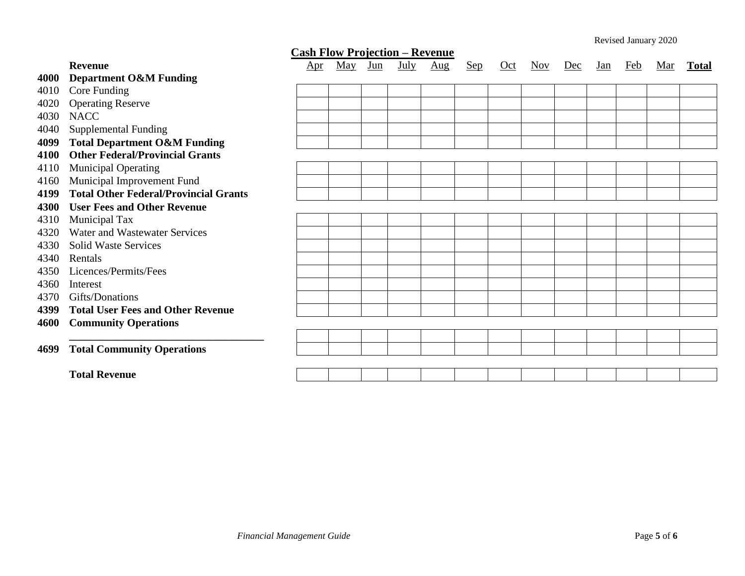Revised January 2020

## Cash Flow Projection – Revenue

| | **Revenue** | Apr | May | Jun | July | Aug | Sep | Oct | Nov | Dec | Jan | Feb | Mar | **Total** |
|---|---|---|---|---|---|---|---|---|---|---|---|---|---|---|
| **4000** | **Department O&M Funding** | | | | | | | | | | | | | |
| 4010 | Core Funding | | | | | | | | | | | | | |
| 4020 | Operating Reserve | | | | | | | | | | | | | |
| 4030 | NACC | | | | | | | | | | | | | |
| 4040 | Supplemental Funding | | | | | | | | | | | | | |
| **4099** | **Total Department O&M Funding** | | | | | | | | | | | | | |
| **4100** | **Other Federal/Provincial Grants** | | | | | | | | | | | | | |
| 4110 | Municipal Operating | | | | | | | | | | | | | |
| 4160 | Municipal Improvement Fund | | | | | | | | | | | | | |
| **4199** | **Total Other Federal/Provincial Grants** | | | | | | | | | | | | | |
| **4300** | **User Fees and Other Revenue** | | | | | | | | | | | | | |
| 4310 | Municipal Tax | | | | | | | | | | | | | |
| 4320 | Water and Wastewater Services | | | | | | | | | | | | | |
| 4330 | Solid Waste Services | | | | | | | | | | | | | |
| 4340 | Rentals | | | | | | | | | | | | | |
| 4350 | Licences/Permits/Fees | | | | | | | | | | | | | |
| 4360 | Interest | | | | | | | | | | | | | |
| 4370 | Gifts/Donations | | | | | | | | | | | | | |
| **4399** | **Total User Fees and Other Revenue** | | | | | | | | | | | | | |
| **4600** | **Community Operations** | | | | | | | | | | | | | |
| | ___________________________________ | | | | | | | | | | | | | |
| **4699** | **Total Community Operations** | | | | | | | | | | | | | |
| | **Total Revenue** | | | | | | | | | | | | | |

*Financial Management Guide*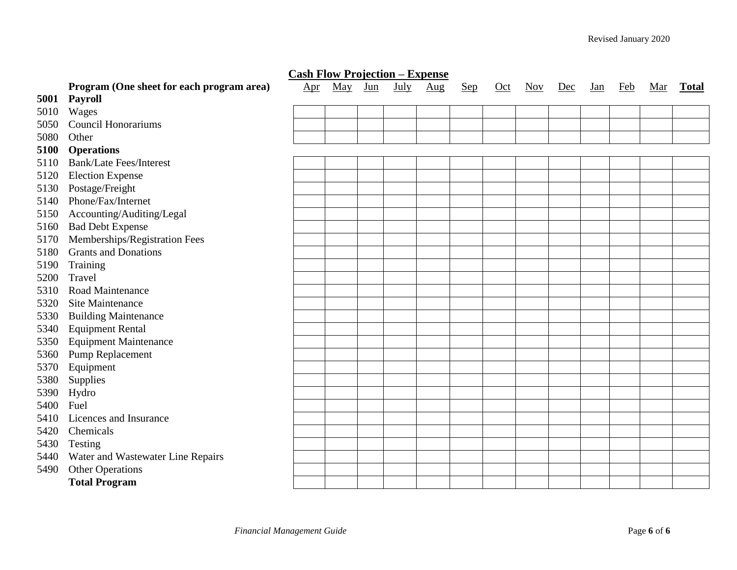Revised January 2020

## Cash Flow Projection – Expense

| | Program (One sheet for each program area) | Apr | May | Jun | July | Aug | Sep | Oct | Nov | Dec | Jan | Feb | Mar | Total |
|---|---|---|---|---|---|---|---|---|---|---|---|---|---|---|
| **5001** | **Payroll** | | | | | | | | | | | | | |
| 5010 | Wages | | | | | | | | | | | | | |
| 5050 | Council Honorariums | | | | | | | | | | | | | |
| 5080 | Other | | | | | | | | | | | | | |
| **5100** | **Operations** | | | | | | | | | | | | | |
| 5110 | Bank/Late Fees/Interest | | | | | | | | | | | | | |
| 5120 | Election Expense | | | | | | | | | | | | | |
| 5130 | Postage/Freight | | | | | | | | | | | | | |
| 5140 | Phone/Fax/Internet | | | | | | | | | | | | | |
| 5150 | Accounting/Auditing/Legal | | | | | | | | | | | | | |
| 5160 | Bad Debt Expense | | | | | | | | | | | | | |
| 5170 | Memberships/Registration Fees | | | | | | | | | | | | | |
| 5180 | Grants and Donations | | | | | | | | | | | | | |
| 5190 | Training | | | | | | | | | | | | | |
| 5200 | Travel | | | | | | | | | | | | | |
| 5310 | Road Maintenance | | | | | | | | | | | | | |
| 5320 | Site Maintenance | | | | | | | | | | | | | |
| 5330 | Building Maintenance | | | | | | | | | | | | | |
| 5340 | Equipment Rental | | | | | | | | | | | | | |
| 5350 | Equipment Maintenance | | | | | | | | | | | | | |
| 5360 | Pump Replacement | | | | | | | | | | | | | |
| 5370 | Equipment | | | | | | | | | | | | | |
| 5380 | Supplies | | | | | | | | | | | | | |
| 5390 | Hydro | | | | | | | | | | | | | |
| 5400 | Fuel | | | | | | | | | | | | | |
| 5410 | Licences and Insurance | | | | | | | | | | | | | |
| 5420 | Chemicals | | | | | | | | | | | | | |
| 5430 | Testing | | | | | | | | | | | | | |
| 5440 | Water and Wastewater Line Repairs | | | | | | | | | | | | | |
| 5490 | Other Operations | | | | | | | | | | | | | |
| | **Total Program** | | | | | | | | | | | | | |

*Financial Management Guide*